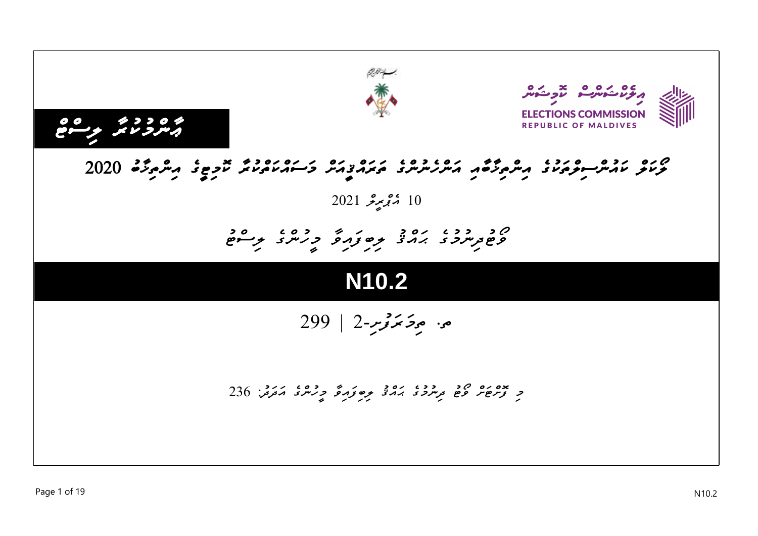ބިސްމިލްލާހިރަޙްމާނިރަޙީމް

އިލެކްޝަންސް ކޮމިޝަން

ELECTIONS COMMISSION
REPUBLIC OF MALDIVES

އަންދާޒާ ލިސްޓް

# ލޯކަލް ކައުންސިލްތަކުގެ އިންތިޚާބާއި އަންހެނުންގެ ތަރައްޤީއަށް މަސައްކަތްކުރާ ކޮމިޓީގެ އިންތިޚާބު 2020

10 އޭޕްރިލް 2021

ވޯޓުދިނުމުގެ ކުރިން ލިބިފައިވާ މީހުންގެ ލިސްޓު

# N10.2

ރ. ދިމަރަފުށި-2 | 299

މި ފޯމަށް ވޯޓު ދިނުމުގެ ކުރިން ލިބިފައިވާ މީހުންގެ އަދަދު: 236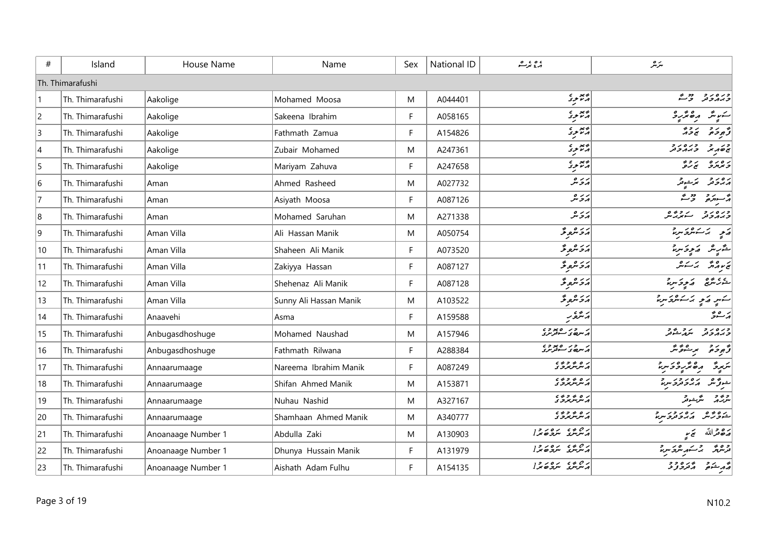| # | Island | House Name | Name | Sex | National ID | ގެއެގެ ނަން | ނަން |
|---|---|---|---|---|---|---|---|
| Th. Thimarafushi | | | | | | | |
| 1 | Th. Thimarafushi | Aakolige | Mohamed Moosa | M | A044401 | އާކޮލިގެ | މުހައްމަދު މޫސާ |
| 2 | Th. Thimarafushi | Aakolige | Sakeena Ibrahim | F | A058165 | އާކޮލިގެ | ސަކީނާ އިބްރާހީމް |
| 3 | Th. Thimarafushi | Aakolige | Fathmath Zamua | F | A154826 | އާކޮލިގެ | ފާތިމަތު ޒަމުއާ |
| 4 | Th. Thimarafushi | Aakolige | Zubair Mohamed | M | A247361 | އާކޮލިގެ | ޒުބެއިރު މުހައްމަދު |
| 5 | Th. Thimarafushi | Aakolige | Mariyam Zahuva | F | A247658 | އާކޮލިގެ | މަރިޔަމް ޒަހުވާ |
| 6 | Th. Thimarafushi | Aman | Ahmed Rasheed | M | A027732 | އަމަން | އަހުމަދު ރަޝީދު |
| 7 | Th. Thimarafushi | Aman | Asiyath Moosa | F | A087126 | އަމަން | އާސިޔަތު މޫސާ |
| 8 | Th. Thimarafushi | Aman | Mohamed Saruhan | M | A271338 | އަމަން | މުހައްމަދު ސަރުހާން |
| 9 | Th. Thimarafushi | Aman Villa | Ali Hassan Manik | M | A050754 | އަމަންވިލާ | އަލި ހަސަންމަނިކު |
| 10 | Th. Thimarafushi | Aman Villa | Shaheen Ali Manik | F | A073520 | އަމަންވިލާ | ޝާހީން އަލިމަނިކު |
| 11 | Th. Thimarafushi | Aman Villa | Zakiyya Hassan | F | A087127 | އަމަންވިލާ | ޒަކިއްޔާ ހަސަން |
| 12 | Th. Thimarafushi | Aman Villa | Shehenaz Ali Manik | F | A087128 | އަމަންވިލާ | ޝެހެނާޒް އަލިމަނިކު |
| 13 | Th. Thimarafushi | Aman Villa | Sunny Ali Hassan Manik | M | A103522 | އަމަންވިލާ | ސަނީ އަލި ހަސަންމަނިކު |
| 14 | Th. Thimarafushi | Anaavehi | Asma | F | A159588 | އަނާވެހި | އަސްމާ |
| 15 | Th. Thimarafushi | Anbugasdhoshuge | Mohamed Naushad | M | A157946 | އަނބުގަސްދޮށުގެ | މުހައްމަދު ނައުޝާދު |
| 16 | Th. Thimarafushi | Anbugasdhoshuge | Fathmath Rilwana | F | A288384 | އަނބުގަސްދޮށުގެ | ފާތިމަތު ރިލްވާނާ |
| 17 | Th. Thimarafushi | Annaarumaage | Nareema Ibrahim Manik | F | A087249 | އަންނާރުމާގެ | ނަރީމާ އިބްރާހީމްމަނިކު |
| 18 | Th. Thimarafushi | Annaarumaage | Shifan Ahmed Manik | M | A153871 | އަންނާރުމާގެ | ޝިފާން އަހުމަދުމަނިކު |
| 19 | Th. Thimarafushi | Annaarumaage | Nuhau Nashid | M | A327167 | އަންނާރުމާގެ | ނުހާއު ނާޝިދު |
| 20 | Th. Thimarafushi | Annaarumaage | Shamhaan Ahmed Manik | M | A340777 | އަންނާރުމާގެ | ޝަމްހާން އަހުމަދުމަނިކު |
| 21 | Th. Thimarafushi | Anoanaage Number 1 | Abdulla Zaki | M | A130903 | އަނޯނާގެ ނަންބަރ 1 | އަބްދުﷲ ޒަކީ |
| 22 | Th. Thimarafushi | Anoanaage Number 1 | Dhunya Hussain Manik | F | A131979 | އަނޯނާގެ ނަންބަރ 1 | ދުންޔާ ހުސައިންމަނިކު |
| 23 | Th. Thimarafushi | Anoanaage Number 1 | Aishath Adam Fulhu | F | A154135 | އަނޯނާގެ ނަންބަރ 1 | އާއިޝަތު އާދަމްފުޅު |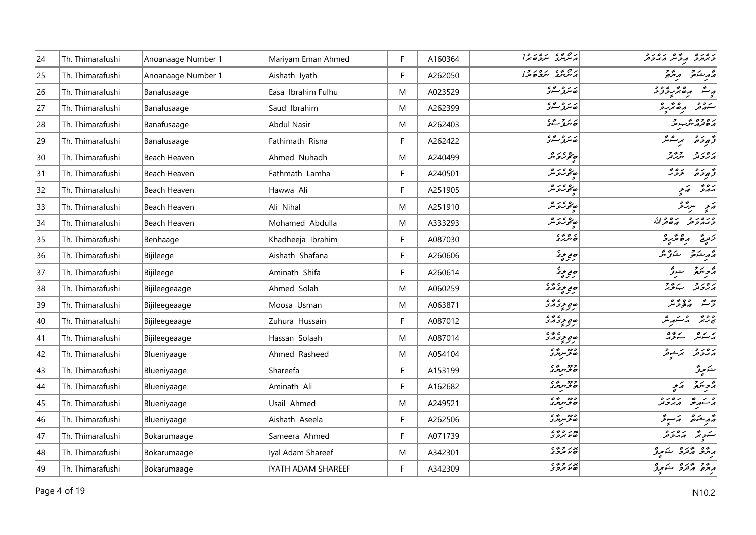| 24 | Th. Thimarafushi | Anoanaage Number 1 | Mariyam Eman Ahmed | F | A160364 | އަނޯނާގެ ނަންބަރ 1 | މަރިޔަމް އީމާން އަޙްމަދު |
|---|---|---|---|---|---|---|---|
| 25 | Th. Thimarafushi | Anoanaage Number 1 | Aishath Iyath | F | A262050 | އަނޯނާގެ ނަންބަރ 1 | އާއިޝަތު އިޔާތު |
| 26 | Th. Thimarafushi | Banafusaage | Easa Ibrahim Fulhu | M | A023529 | ބަނަފުސާގެ | އީސާ އިބްރާހިމްފުޅު |
| 27 | Th. Thimarafushi | Banafusaage | Saud Ibrahim | M | A262399 | ބަނަފުސާގެ | ސައުދު އިބްރާހިމް |
| 28 | Th. Thimarafushi | Banafusaage | Abdul Nasir | M | A262403 | ބަނަފުސާގެ | އަބްދުލްނާޞިރު |
| 29 | Th. Thimarafushi | Banafusaage | Fathimath Risna | F | A262422 | ބަނަފުސާގެ | ފާތިމަތު ރިސްނާ |
| 30 | Th. Thimarafushi | Beach Heaven | Ahmed Nuhadh | M | A240499 | ބީޗްހެވަން | އަޙްމަދު ނުހާދު |
| 31 | Th. Thimarafushi | Beach Heaven | Fathmath Lamha | F | A240501 | ބީޗްހެވަން | ފާތިމަތު ލަމްހާ |
| 32 | Th. Thimarafushi | Beach Heaven | Hawwa Ali | F | A251905 | ބީޗްހެވަން | ހައްވާ ޢަލީ |
| 33 | Th. Thimarafushi | Beach Heaven | Ali Nihal | M | A251910 | ބީޗްހެވަން | ޢަލީ ނިހާލް |
| 34 | Th. Thimarafushi | Beach Heaven | Mohamed Abdulla | M | A333293 | ބީޗްހެވަން | މުޙައްމަދު ޢަބްދުاللّٰه |
| 35 | Th. Thimarafushi | Benhaage | Khadheeja Ibrahim | F | A087030 | ބެންހާގެ | ޚަދީޖާ އިބްރާހިމް |
| 36 | Th. Thimarafushi | Bijileege | Aishath Shafana | F | A260606 | ބިޖިލީގެ | އާއިޝަތު ޝަފާނާ |
| 37 | Th. Thimarafushi | Bijileege | Aminath Shifa | F | A260614 | ބިޖިލީގެ | އާމިނަތު ޝިފާ |
| 38 | Th. Thimarafushi | Bijileegeaage | Ahmed Solah | M | A060259 | ބިޖިލީގެއާގެ | އަޙްމަދު ސަލާޙް |
| 39 | Th. Thimarafushi | Bijileegeaage | Moosa Usman | M | A063871 | ބިޖިލީގެއާގެ | މޫސާ ޢުثްމާން |
| 40 | Th. Thimarafushi | Bijileegeaage | Zuhura Hussain | F | A087012 | ބިޖިލީގެއާގެ | ޒުހުރާ ހުސައިން |
| 41 | Th. Thimarafushi | Bijileegeaage | Hassan Solaah | M | A087014 | ބިޖިލީގެއާގެ | ހަސަން ސަލާޙް |
| 42 | Th. Thimarafushi | Blueniyaage | Ahmed Rasheed | M | A054104 | ބްލޫނިޔާގެ | އަޙްމަދު ރަޝީދު |
| 43 | Th. Thimarafushi | Blueniyaage | Shareefa | F | A153199 | ބްލޫނިޔާގެ | ޝަރީފާ |
| 44 | Th. Thimarafushi | Blueniyaage | Aminath Ali | F | A162682 | ބްލޫނިޔާގެ | އާމިނަތު ޢަލީ |
| 45 | Th. Thimarafushi | Blueniyaage | Usail Ahmed | M | A249521 | ބްލޫނިޔާގެ | އުސައިލް އަޙްމަދު |
| 46 | Th. Thimarafushi | Blueniyaage | Aishath Aseela | F | A262506 | ބްލޫނިޔާގެ | އާއިޝަތު އަސީލާ |
| 47 | Th. Thimarafushi | Bokarumaage | Sameera Ahmed | F | A071739 | ބޮކަރުމާގެ | ސަމީރާ އަޙްމަދު |
| 48 | Th. Thimarafushi | Bokarumaage | Iyal Adam Shareef | M | A342301 | ބޮކަރުމާގެ | އިޔާލް އާދަމް ޝަރީފް |
| 49 | Th. Thimarafushi | Bokarumaage | IYATH ADAM SHAREEF | F | A342309 | ބޮކަރުމާގެ | އިޔާތު އާދަމް ޝަރީފް |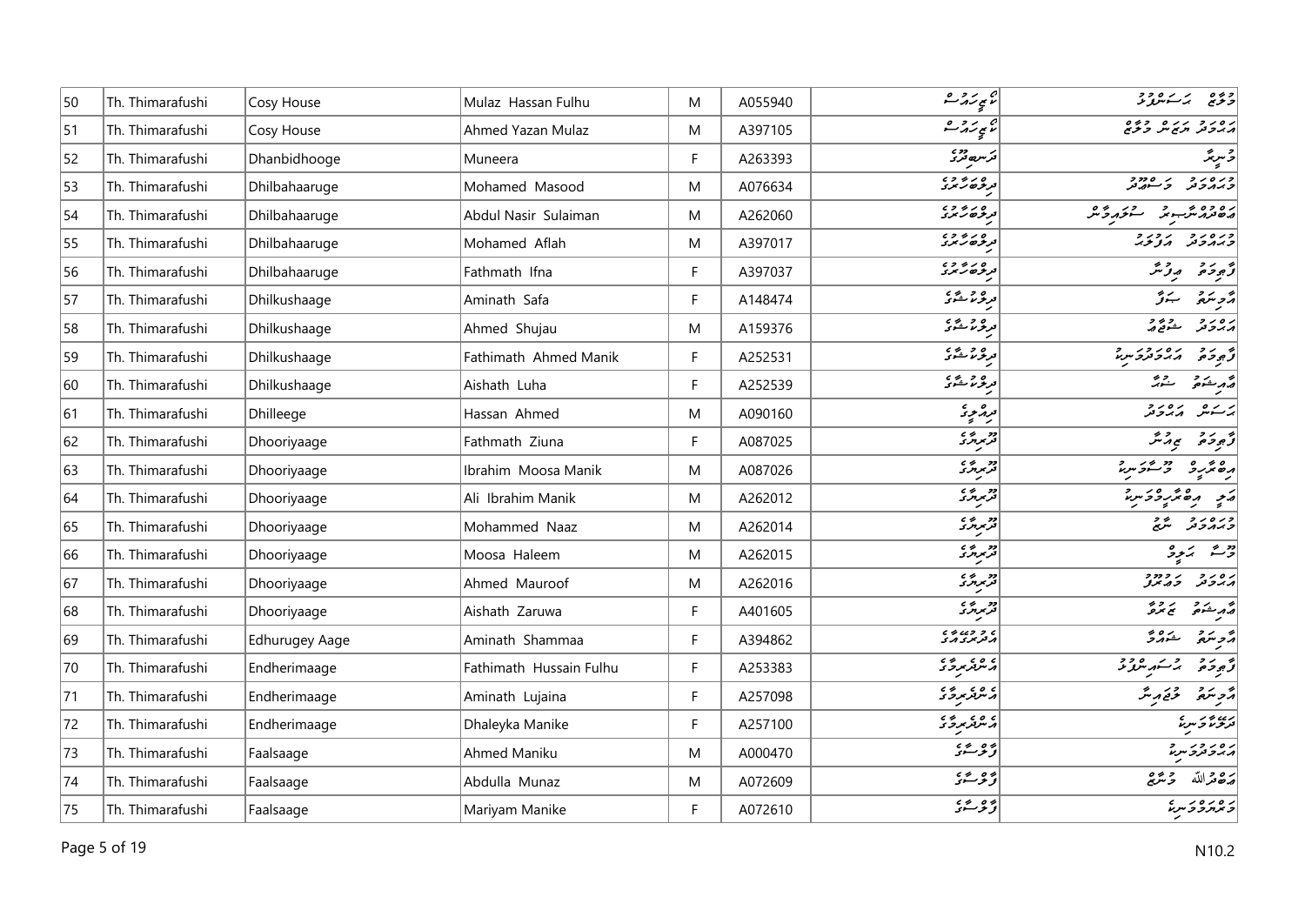| 50 | Th. Thimarafushi | Cosy House | Mulaz Hassan Fulhu | M | A055940 | ކޯޒީހައުސް | މުލާޒް ހަސަންފުޅު |
|---|---|---|---|---|---|---|---|
| 51 | Th. Thimarafushi | Cosy House | Ahmed Yazan Mulaz | M | A397105 | ކޯޒީހައުސް | އަޙްމަދު ޔަޒަން މުލާޒް |
| 52 | Th. Thimarafushi | Dhanbidhooge | Muneera | F | A263393 | ދަނބިދޫގެ | މުނީރާ |
| 53 | Th. Thimarafushi | Dhilbahaaruge | Mohamed Masood | M | A076634 | ދިލްބަހާރުގެ | މުޙައްމަދު މަސްޢޫދު |
| 54 | Th. Thimarafushi | Dhilbahaaruge | Abdul Nasir Sulaiman | M | A262060 | ދިލްބަހާރުގެ | އަބްދުލްނާޞިރު ސުލައިމާން |
| 55 | Th. Thimarafushi | Dhilbahaaruge | Mohamed Aflah | M | A397017 | ދިލްބަހާރުގެ | މުޙައްމަދު އަފްލަޙް |
| 56 | Th. Thimarafushi | Dhilbahaaruge | Fathmath Ifna | F | A397037 | ދިލްބަހާރުގެ | ފާތިމަތު އިފްނާ |
| 57 | Th. Thimarafushi | Dhilkushaage | Aminath Safa | F | A148474 | ދިލްކުށާގެ | އާމިނަތު ސަފާ |
| 58 | Th. Thimarafushi | Dhilkushaage | Ahmed Shujau | M | A159376 | ދިލްކުށާގެ | އަޙްމަދު ޝުޖާޢު |
| 59 | Th. Thimarafushi | Dhilkushaage | Fathimath Ahmed Manik | F | A252531 | ދިލްކުށާގެ | ފާތިމަތު އަޙްމަދުމަނިކު |
| 60 | Th. Thimarafushi | Dhilkushaage | Aishath Luha | F | A252539 | ދިލްކުށާގެ | އައިޝަތު ލުހާ |
| 61 | Th. Thimarafushi | Dhilleege | Hassan Ahmed | M | A090160 | ދިއްލީގެ | ހަސަން އަޙްމަދު |
| 62 | Th. Thimarafushi | Dhooriyaage | Fathmath Ziuna | F | A087025 | ދޫރިޔާގެ | ފާތިމަތު ޒިއުނާ |
| 63 | Th. Thimarafushi | Dhooriyaage | Ibrahim Moosa Manik | M | A087026 | ދޫރިޔާގެ | އިބްރާހީމް މޫސާމަނިކު |
| 64 | Th. Thimarafushi | Dhooriyaage | Ali Ibrahim Manik | M | A262012 | ދޫރިޔާގެ | އަލި އިބްރާހީމްމަނިކު |
| 65 | Th. Thimarafushi | Dhooriyaage | Mohammed Naaz | M | A262014 | ދޫރިޔާގެ | މުޙައްމަދު ނާޒް |
| 66 | Th. Thimarafushi | Dhooriyaage | Moosa Haleem | M | A262015 | ދޫރިޔާގެ | މޫސާ ހަލީމް |
| 67 | Th. Thimarafushi | Dhooriyaage | Ahmed Mauroof | M | A262016 | ދޫރިޔާގެ | އަޙްމަދު މަޢުރޫފް |
| 68 | Th. Thimarafushi | Dhooriyaage | Aishath Zaruwa | F | A401605 | ދޫރިޔާގެ | އައިޝަތު ޒަރުވާ |
| 69 | Th. Thimarafushi | Edhurugey Aage | Aminath Shammaa | F | A394862 | އެދުރުގޭއާގެ | އާމިނަތު ޝައްމާ |
| 70 | Th. Thimarafushi | Endherimaage | Fathimath Hussain Fulhu | F | A253383 | އެންދެރިމާގެ | ފާތިމަތު ހުސައިންފުޅު |
| 71 | Th. Thimarafushi | Endherimaage | Aminath Lujaina | F | A257098 | އެންދެރިމާގެ | އާމިނަތު ލުޖައިނާ |
| 72 | Th. Thimarafushi | Endherimaage | Dhaleyka Manike | F | A257100 | އެންދެރިމާގެ | ދަލޭކާމަނިކެ |
| 73 | Th. Thimarafushi | Faalsaage | Ahmed Maniku | M | A000470 | ފާލްސާގެ | އަޙްމަދުމަނިކު |
| 74 | Th. Thimarafushi | Faalsaage | Abdulla Munaz | M | A072609 | ފާލްސާގެ | އަބްދުﷲ މުނާޒް |
| 75 | Th. Thimarafushi | Faalsaage | Mariyam Manike | F | A072610 | ފާލްސާގެ | މަރިޔަމްމަނިކެ |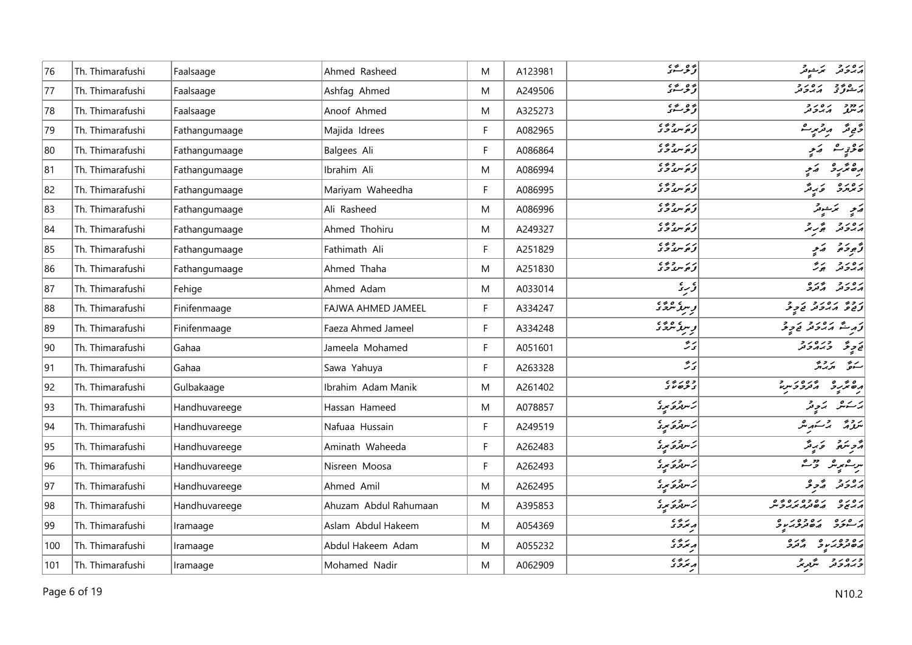| 76 | Th. Thimarafushi | Faalsaage | Ahmed Rasheed | M | A123981 | ފާލްސާގެ | އަހްމަދު ރަޝީދު |
|---|---|---|---|---|---|---|---|
| 77 | Th. Thimarafushi | Faalsaage | Ashfag Ahmed | M | A249506 | ފާލްސާގެ | އަޝްފާގު އަހްމަދު |
| 78 | Th. Thimarafushi | Faalsaage | Anoof Ahmed | M | A325273 | ފާލްސާގެ | އަނޫފު އަހްމަދު |
| 79 | Th. Thimarafushi | Fathangumaage | Majida Idrees | F | A082965 | ފަތަނގުމާގެ | މާޖިދާ އިދްރީސް |
| 80 | Th. Thimarafushi | Fathangumaage | Balgees Ali | F | A086864 | ފަތަނގުމާގެ | ބަލްގީސް އަލި |
| 81 | Th. Thimarafushi | Fathangumaage | Ibrahim Ali | M | A086994 | ފަތަނގުމާގެ | އިބްރާހިމް އަލި |
| 82 | Th. Thimarafushi | Fathangumaage | Mariyam Waheedha | F | A086995 | ފަތަނގުމާގެ | މަރިޔަމް ވަހީދާ |
| 83 | Th. Thimarafushi | Fathangumaage | Ali Rasheed | M | A086996 | ފަތަނގުމާގެ | އަލި ރަޝީދު |
| 84 | Th. Thimarafushi | Fathangumaage | Ahmed Thohiru | M | A249327 | ފަތަނގުމާގެ | އަހްމަދު ތާހިރު |
| 85 | Th. Thimarafushi | Fathangumaage | Fathimath Ali | F | A251829 | ފަތަނގުމާގެ | ފާތިމަތު އަލި |
| 86 | Th. Thimarafushi | Fathangumaage | Ahmed Thaha | M | A251830 | ފަތަނގުމާގެ | އަހްމަދު ތަހާ |
| 87 | Th. Thimarafushi | Fehige | Ahmed Adam | M | A033014 | ފެހިގެ | އަހްމަދު އާދަމް |
| 88 | Th. Thimarafushi | Finifenmaage | FAJWA AHMED JAMEEL | F | A334247 | ފިނިފެންމާގެ | ފަޖުވާ އަހްމަދު ޖަމީލް |
| 89 | Th. Thimarafushi | Finifenmaage | Faeza Ahmed Jameel | F | A334248 | ފިނިފެންމާގެ | ފައިޒާ އަހްމަދު ޖަމީލް |
| 90 | Th. Thimarafushi | Gahaa | Jameela Mohamed | F | A051601 | ގަހާ | ޖަމީލާ މުހައްމަދު |
| 91 | Th. Thimarafushi | Gahaa | Sawa Yahuya | F | A263328 | ގަހާ | ސަވާ ޔަހުޔާ |
| 92 | Th. Thimarafushi | Gulbakaage | Ibrahim Adam Manik | M | A261402 | ގުލްބަކާގެ | އިބްރާހިމް އާދަމް މަނިކު |
| 93 | Th. Thimarafushi | Handhuvareege | Hassan Hameed | M | A078857 | ހަނދުވަރީގެ | ހަސަން ހަމީދު |
| 94 | Th. Thimarafushi | Handhuvareege | Nafuaa Hussain | F | A249519 | ހަނދުވަރީގެ | ނަފުއާ ހުސައިން |
| 95 | Th. Thimarafushi | Handhuvareege | Aminath Waheeda | F | A262483 | ހަނދުވަރީގެ | އާމިނަތު ވަހީދާ |
| 96 | Th. Thimarafushi | Handhuvareege | Nisreen Moosa | F | A262493 | ހަނދުވަރީގެ | ނިސްރީން މޫސާ |
| 97 | Th. Thimarafushi | Handhuvareege | Ahmed Amil | M | A262495 | ހަނދުވަރީގެ | އަހްމަދު އާމިލް |
| 98 | Th. Thimarafushi | Handhuvareege | Ahuzam Abdul Rahumaan | M | A395853 | ހަނދުވަރީގެ | އަހުޒަމް އަބްދުއްރަޙްމާން |
| 99 | Th. Thimarafushi | Iramaage | Aslam Abdul Hakeem | M | A054369 | އިރަމާގެ | އަސްލަމް އަބްދުލްޙަކީމް |
| 100 | Th. Thimarafushi | Iramaage | Abdul Hakeem Adam | M | A055232 | އިރަމާގެ | އަބްދުލްޙަކީމް އާދަމް |
| 101 | Th. Thimarafushi | Iramaage | Mohamed Nadir | M | A062909 | އިރަމާގެ | މުހައްމަދު ނާދިރު |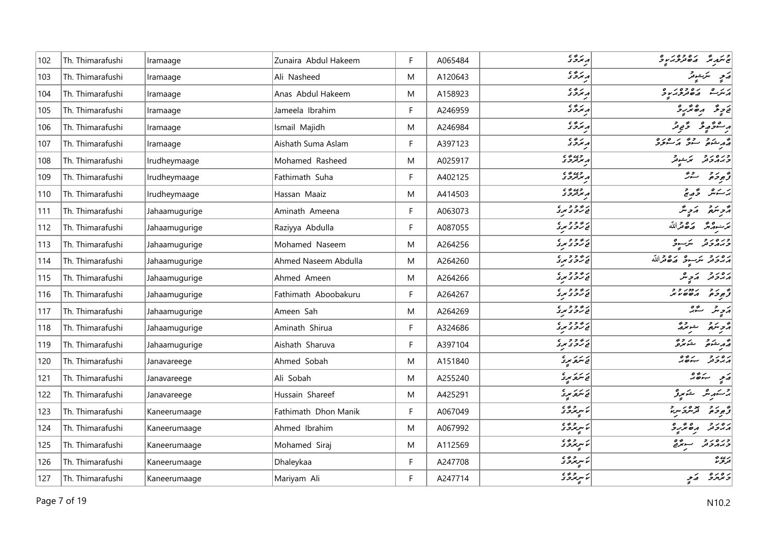| 102 | Th. Thimarafushi | Iramaage | Zunaira Abdul Hakeem | F | A065484 | އިރަމާގެ | ޒުނައިރާ އަބްދުލްހަކީމް |
|---|---|---|---|---|---|---|---|
| 103 | Th. Thimarafushi | Iramaage | Ali Nasheed | M | A120643 | އިރަމާގެ | އަލީ ނަޝީދު |
| 104 | Th. Thimarafushi | Iramaage | Anas Abdul Hakeem | M | A158923 | އިރަމާގެ | އަނަސް އަބްދުލްހަކީމް |
| 105 | Th. Thimarafushi | Iramaage | Jameela Ibrahim | F | A246959 | އިރަމާގެ | ޖަމީލާ އިބްރާހީމް |
| 106 | Th. Thimarafushi | Iramaage | Ismail Majidh | M | A246984 | އިރަމާގެ | އިސްމާއީލް މާޖިދު |
| 107 | Th. Thimarafushi | Iramaage | Aishath Suma Aslam | F | A397123 | އިރަމާގެ | އައިޝަތު ސުމާ އަސްލަމް |
| 108 | Th. Thimarafushi | Irudheymaage | Mohamed Rasheed | M | A025917 | އިރުދޭމާގެ | މުހައްމަދު ރަޝީދު |
| 109 | Th. Thimarafushi | Irudheymaage | Fathimath Suha | F | A402125 | އިރުދޭމާގެ | ފާތިމަތު ސުހާ |
| 110 | Th. Thimarafushi | Irudheymaage | Hassan Maaiz | M | A414503 | އިރުދޭމާގެ | ހަސަން މާއިޒް |
| 111 | Th. Thimarafushi | Jahaamugurige | Aminath Ameena | F | A063073 | ޖަހާމުގުރިގެ | އާމިނަތު އަމީނާ |
| 112 | Th. Thimarafushi | Jahaamugurige | Raziyya Abdulla | F | A087055 | ޖަހާމުގުރިގެ | ރަޒިއްޔާ އަބްދުﷲ |
| 113 | Th. Thimarafushi | Jahaamugurige | Mohamed Naseem | M | A264256 | ޖަހާމުގުރިގެ | މުހައްމަދު ނަސީމް |
| 114 | Th. Thimarafushi | Jahaamugurige | Ahmed Naseem Abdulla | M | A264260 | ޖަހާމުގުރިގެ | އަހްމަދު ނަސީމް އަބްދުﷲ |
| 115 | Th. Thimarafushi | Jahaamugurige | Ahmed Ameen | M | A264266 | ޖަހާމުގުރިގެ | އަހްމަދު އަމީން |
| 116 | Th. Thimarafushi | Jahaamugurige | Fathimath Aboobakuru | F | A264267 | ޖަހާމުގުރިގެ | ފާތިމަތު އަބޫބަކުރު |
| 117 | Th. Thimarafushi | Jahaamugurige | Ameen Sah | M | A264269 | ޖަހާމުގުރިގެ | އަމީން ސާހް |
| 118 | Th. Thimarafushi | Jahaamugurige | Aminath Shirua | F | A324686 | ޖަހާމުގުރިގެ | އާމިނަތު ޝިރުއާ |
| 119 | Th. Thimarafushi | Jahaamugurige | Aishath Sharuva | F | A397104 | ޖަހާމުގުރިގެ | އައިޝަތު ޝަރުވާ |
| 120 | Th. Thimarafushi | Janavareege | Ahmed Sobah | M | A151840 | ޖަނަވަރީގެ | އަހްމަދު ސަބާހް |
| 121 | Th. Thimarafushi | Janavareege | Ali Sobah | M | A255240 | ޖަނަވަރީގެ | އަލީ ސަބާހް |
| 122 | Th. Thimarafushi | Janavareege | Hussain Shareef | M | A425291 | ޖަނަވަރީގެ | ހުސައިން ޝަރީފް |
| 123 | Th. Thimarafushi | Kaneerumaage | Fathimath Dhon Manik | F | A067049 | ކަނީރުމާގެ | ފާތިމަތު ދޮންމަނިކު |
| 124 | Th. Thimarafushi | Kaneerumaage | Ahmed Ibrahim | M | A067992 | ކަނީރުމާގެ | އަހްމަދު އިބްރާހީމް |
| 125 | Th. Thimarafushi | Kaneerumaage | Mohamed Siraj | M | A112569 | ކަނީރުމާގެ | މުހައްމަދު ސިރާޖް |
| 126 | Th. Thimarafushi | Kaneerumaage | Dhaleykaa | F | A247708 | ކަނީރުމާގެ | ދަލޭކާ |
| 127 | Th. Thimarafushi | Kaneerumaage | Mariyam Ali | F | A247714 | ކަނީރުމާގެ | މަރިޔަމް އަލީ |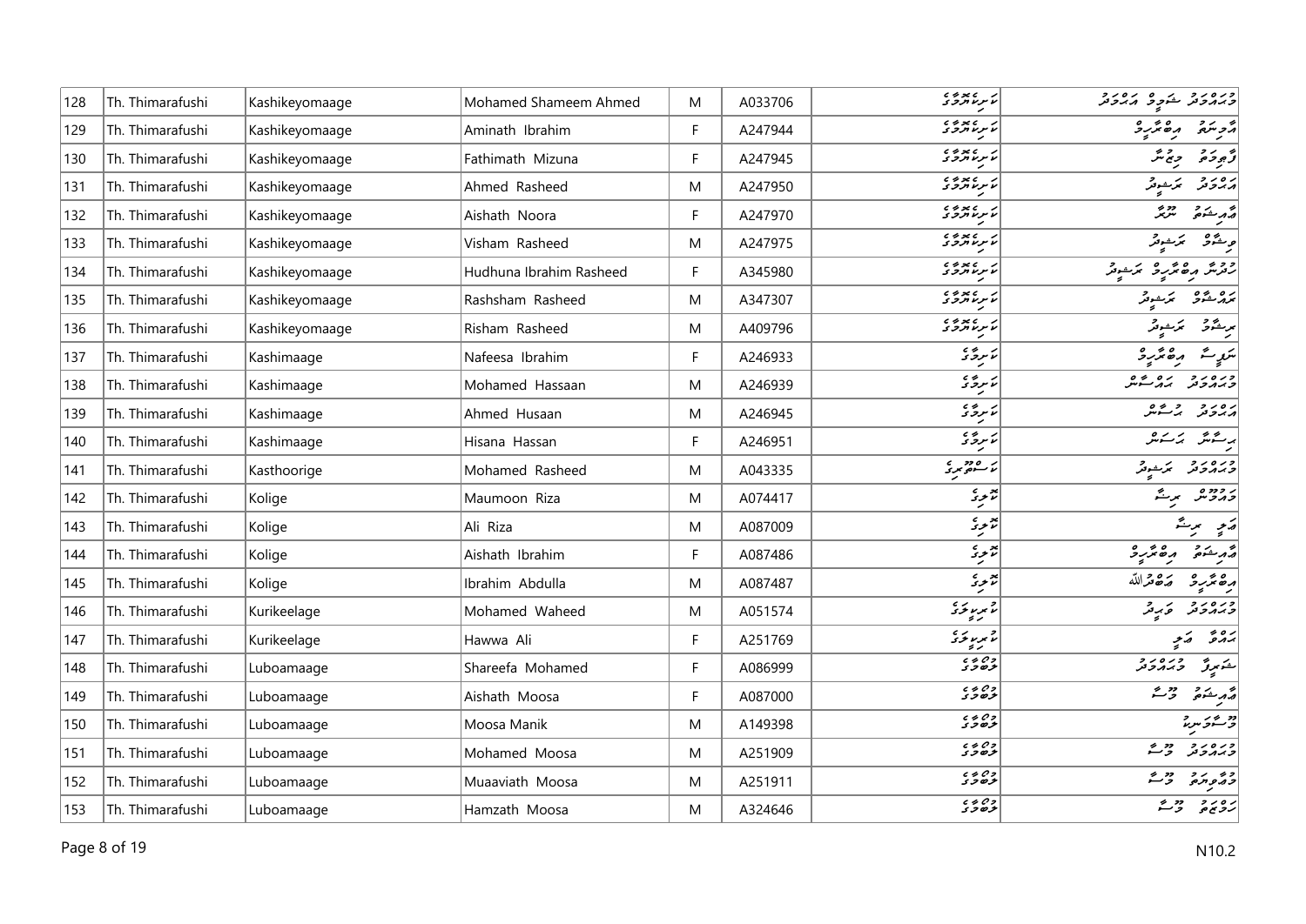| 128 | Th. Thimarafushi | Kashikeyomaage | Mohamed Shameem Ahmed | M | A033706 | ކަށިކެޔޮމާގެ | މުހައްމަދު ޝަމީމް އަހްމަދު |
|---|---|---|---|---|---|---|---|
| 129 | Th. Thimarafushi | Kashikeyomaage | Aminath Ibrahim | F | A247944 | ކަށިކެޔޮމާގެ | އާމިނަތު އިބްރާހީމް |
| 130 | Th. Thimarafushi | Kashikeyomaage | Fathimath Mizuna | F | A247945 | ކަށިކެޔޮމާގެ | ފާތިމަތު މިޒުނާ |
| 131 | Th. Thimarafushi | Kashikeyomaage | Ahmed Rasheed | M | A247950 | ކަށިކެޔޮމާގެ | އަހްމަދު ރަޝީދު |
| 132 | Th. Thimarafushi | Kashikeyomaage | Aishath Noora | F | A247970 | ކަށިކެޔޮމާގެ | އައިޝަތު ނޫރާ |
| 133 | Th. Thimarafushi | Kashikeyomaage | Visham Rasheed | M | A247975 | ކަށިކެޔޮމާގެ | ވިޝާމް ރަޝީދު |
| 134 | Th. Thimarafushi | Kashikeyomaage | Hudhuna Ibrahim Rasheed | F | A345980 | ކަށިކެޔޮމާގެ |ހުދުނާ އިބްރާހީމް ރަޝީދު |
| 135 | Th. Thimarafushi | Kashikeyomaage | Rashsham Rasheed | M | A347307 | ކަށިކެޔޮމާގެ | ރައްޝާމް ރަޝީދު |
| 136 | Th. Thimarafushi | Kashikeyomaage | Risham Rasheed | M | A409796 | ކަށިކެޔޮމާގެ | ރިޝާމް ރަޝީދު |
| 137 | Th. Thimarafushi | Kashimaage | Nafeesa Ibrahim | F | A246933 | ކަށިމާގެ | ނަފީސާ އިބްރާހީމް |
| 138 | Th. Thimarafushi | Kashimaage | Mohamed Hassaan | M | A246939 | ކަށިމާގެ | މުހައްމަދު ހައްސާން |
| 139 | Th. Thimarafushi | Kashimaage | Ahmed Husaan | M | A246945 | ކަށިމާގެ | އަހްމަދު ހުސާން |
| 140 | Th. Thimarafushi | Kashimaage | Hisana Hassan | F | A246951 | ކަށިމާގެ | ހިސާނާ ހަސަން |
| 141 | Th. Thimarafushi | Kasthoorige | Mohamed Rasheed | M | A043335 | ކަސްތޫރިގެ | މުހައްމަދު ރަޝީދު |
| 142 | Th. Thimarafushi | Kolige | Maumoon Riza | M | A074417 | ކޮލިގެ | މައުމޫން ރިޒާ |
| 143 | Th. Thimarafushi | Kolige | Ali Riza | M | A087009 | ކޮލިގެ | އަލި ރިޒާ |
| 144 | Th. Thimarafushi | Kolige | Aishath Ibrahim | F | A087486 | ކޮލިގެ | އައިޝަތު އިބްރާހީމް |
| 145 | Th. Thimarafushi | Kolige | Ibrahim Abdulla | M | A087487 | ކޮލިގެ | އިބްރާހީމް އަބްދުﷲ |
| 146 | Th. Thimarafushi | Kurikeelage | Mohamed Waheed | M | A051574 | ކުރިކީލަގެ | މުހައްމަދު ވަހީދު |
| 147 | Th. Thimarafushi | Kurikeelage | Hawwa Ali | F | A251769 | ކުރިކީލަގެ | ހައްވާ އަލި |
| 148 | Th. Thimarafushi | Luboamaage | Shareefa Mohamed | F | A086999 | ލުބޯމާގެ | ޝަރީފާ މުހައްމަދު |
| 149 | Th. Thimarafushi | Luboamaage | Aishath Moosa | F | A087000 | ލުބޯމާގެ | އައިޝަތު މޫސާ |
| 150 | Th. Thimarafushi | Luboamaage | Moosa Manik | M | A149398 | ލުބޯމާގެ | މޫސާމަނިކު |
| 151 | Th. Thimarafushi | Luboamaage | Mohamed Moosa | M | A251909 | ލުބޯމާގެ | މުހައްމަދު މޫސާ |
| 152 | Th. Thimarafushi | Luboamaage | Muaaviath Moosa | M | A251911 | ލުބޯމާގެ | މުއާވިޔަތު މޫސާ |
| 153 | Th. Thimarafushi | Luboamaage | Hamzath Moosa | M | A324646 | ލުބޯމާގެ | ހަމްޒަތު މޫސާ |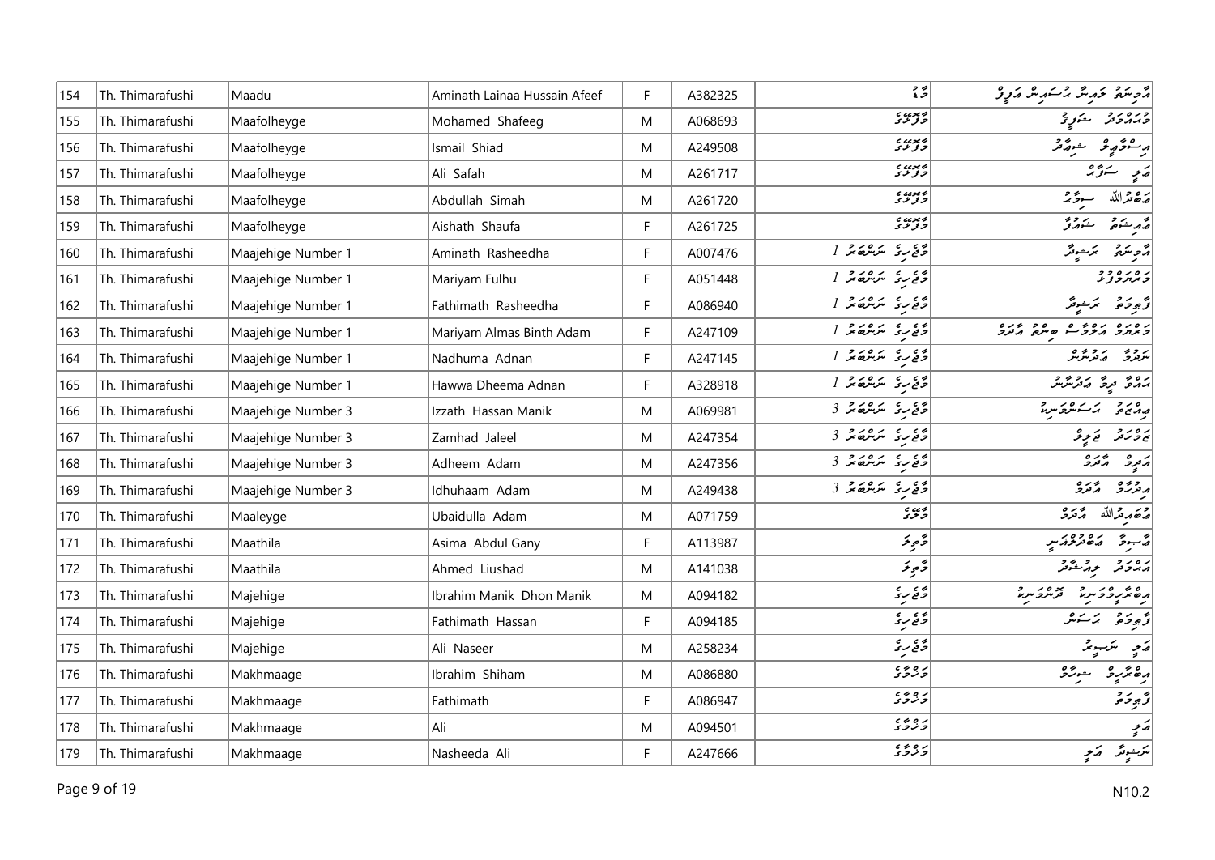| 154 | Th. Thimarafushi | Maadu | Aminath Lainaa Hussain Afeef | F | A382325 | މާޑު | އާމިނަތު ލައިނާ ޙުސައިން އަފީފް |
|---|---|---|---|---|---|---|---|
| 155 | Th. Thimarafushi | Maafolheyge | Mohamed Shafeeg | M | A068693 | މާފޮޅޭގެ | މުހައްމަދު ޝަފީގު |
| 156 | Th. Thimarafushi | Maafolheyge | Ismail Shiad | M | A249508 | މާފޮޅޭގެ | އިސްމާއީލް ޝިއާދު |
| 157 | Th. Thimarafushi | Maafolheyge | Ali Safah | M | A261717 | މާފޮޅޭގެ | އަލީ ސަފާހް |
| 158 | Th. Thimarafushi | Maafolheyge | Abdullah Simah | M | A261720 | މާފޮޅޭގެ | އަބްދުﷲ ސިމާހް |
| 159 | Th. Thimarafushi | Maafolheyge | Aishath Shaufa | F | A261725 | މާފޮޅޭގެ | އާއިޝަތު ޝައުފާ |
| 160 | Th. Thimarafushi | Maajehige Number 1 | Aminath Rasheedha | F | A007476 | މާޖެހިގެ ނަންބަރު 1 | އާމިނަތު ރަޝީދާ |
| 161 | Th. Thimarafushi | Maajehige Number 1 | Mariyam Fulhu | F | A051448 | މާޖެހިގެ ނަންބަރު 1 | މަރިޔަމްފުޅު |
| 162 | Th. Thimarafushi | Maajehige Number 1 | Fathimath Rasheedha | F | A086940 | މާޖެހިގެ ނަންބަރު 1 | ފާތިމަތު ރަޝީދާ |
| 163 | Th. Thimarafushi | Maajehige Number 1 | Mariyam Almas Binth Adam | F | A247109 | މާޖެހިގެ ނަންބަރު 1 | މަރިޔަމް އަލްމާސް ބިންތު އާދަމް |
| 164 | Th. Thimarafushi | Maajehige Number 1 | Nadhuma Adnan | F | A247145 | މާޖެހިގެ ނަންބަރު 1 | ނަދުމާ އަދުނާން |
| 165 | Th. Thimarafushi | Maajehige Number 1 | Hawwa Dheema Adnan | F | A328918 | މާޖެހިގެ ނަންބަރު 1 | ހައްވާ ދީމާ އަދުނާން |
| 166 | Th. Thimarafushi | Maajehige Number 3 | Izzath Hassan Manik | M | A069981 | މާޖެހިގެ ނަންބަރު 3 | އިއްޒަތު ހަސަންމަނިކު |
| 167 | Th. Thimarafushi | Maajehige Number 3 | Zamhad Jaleel | M | A247354 | މާޖެހިގެ ނަންބަރު 3 | ޒަމްހަދު ޖަލީލް |
| 168 | Th. Thimarafushi | Maajehige Number 3 | Adheem Adam | M | A247356 | މާޖެހިގެ ނަންބަރު 3 | އަދީމް އާދަމް |
| 169 | Th. Thimarafushi | Maajehige Number 3 | Idhuhaam Adam | M | A249438 | މާޖެހިގެ ނަންބަރު 3 | އިދުހާމް އާދަމް |
| 170 | Th. Thimarafushi | Maaleyge | Ubaidulla Adam | M | A071759 | މާލޭގެ | އުބައިދުﷲ އާދަމް |
| 171 | Th. Thimarafushi | Maathila | Asima Abdul Gany | F | A113987 | މާތިލަ | އާސިމާ އަބްދުލްޣަނީ |
| 172 | Th. Thimarafushi | Maathila | Ahmed Liushad | M | A141038 | މާތިލަ | އަހުމަދު ލިއުޝާދު |
| 173 | Th. Thimarafushi | Majehige | Ibrahim Manik Dhon Manik | M | A094182 | މާޖެހިގެ | އިބްރާހީމްމަނިކު ދޮންމަނިކު |
| 174 | Th. Thimarafushi | Majehige | Fathimath Hassan | F | A094185 | މާޖެހިގެ | ފާތިމަތު ހަސަން |
| 175 | Th. Thimarafushi | Majehige | Ali Naseer | M | A258234 | މާޖެހިގެ | އަލީ ނަސީރު |
| 176 | Th. Thimarafushi | Makhmaage | Ibrahim Shiham | M | A086880 | މަޚްމާގެ | އިބްރާހީމް ޝިހާމް |
| 177 | Th. Thimarafushi | Makhmaage | Fathimath | F | A086947 | މަޚްމާގެ | ފާތިމަތު |
| 178 | Th. Thimarafushi | Makhmaage | Ali | M | A094501 | މަޚްމާގެ | އަލީ |
| 179 | Th. Thimarafushi | Makhmaage | Nasheeda Ali | F | A247666 | މަޚްމާގެ | ނަޝީދާ އަލީ |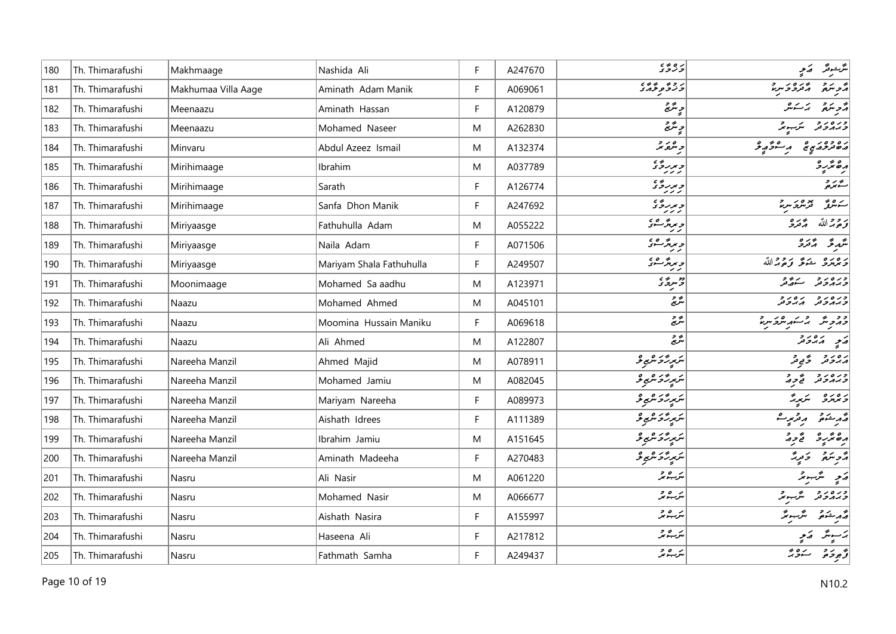| 180 | Th. Thimarafushi | Makhmaage | Nashida Ali | F | A247670 | ވަހުމާގެ | ނާޝިދާ ޢަލީ |
|---|---|---|---|---|---|---|---|
| 181 | Th. Thimarafushi | Makhumaa Villa Aage | Aminath Adam Manik | F | A069061 | މަހުމާވިލާއާގެ | އާމިނަތު އާދަމްމަނިކު |
| 182 | Th. Thimarafushi | Meenaazu | Aminath Hassan | F | A120879 | މީނާޒު | އާމިނަތު ހަސަން |
| 183 | Th. Thimarafushi | Meenaazu | Mohamed Naseer | M | A262830 | މީނާޒު | މުހައްމަދު ނަސީރު |
| 184 | Th. Thimarafushi | Minvaru | Abdul Azeez Ismail | M | A132374 | މިންވަރު | ޢަބްދުލްޢަޒީޒު އިސްމާޢީލް |
| 185 | Th. Thimarafushi | Mirihimaage | Ibrahim | M | A037789 | މިރިހިމާގެ | އިބްރާހީމް |
| 186 | Th. Thimarafushi | Mirihimaage | Sarath | F | A126774 | މިރިހިމާގެ | ސަރަތު |
| 187 | Th. Thimarafushi | Mirihimaage | Sanfa Dhon Manik | F | A247692 | މިރިހިމާގެ | ސަންފާ ދޮންމަނިކު |
| 188 | Th. Thimarafushi | Miriyaasge | Fathuhulla Adam | M | A055222 | މިރިޔާސްގެ | ފަތުހުﷲ އާދަމް |
| 189 | Th. Thimarafushi | Miriyaasge | Naila Adam | F | A071506 | މިރިޔާސްގެ | ނާއިލާ އާދަމް |
| 190 | Th. Thimarafushi | Miriyaasge | Mariyam Shala Fathuhulla | F | A249507 | މިރިޔާސްގެ | މަރިޔަމް ޝަލާ ފަތުހުﷲ |
| 191 | Th. Thimarafushi | Moonimaage | Mohamed Sa aadhu | M | A123971 | މޫނިމާގެ | މުހައްމަދު ސަޢާދު |
| 192 | Th. Thimarafushi | Naazu | Mohamed Ahmed | M | A045101 | ނާޒު | މުހައްމަދު އަހުމަދު |
| 193 | Th. Thimarafushi | Naazu | Moomina Hussain Maniku | F | A069618 | ނާޒު | މޫމިނާ ހުސައިންމަނިކު |
| 194 | Th. Thimarafushi | Naazu | Ali Ahmed | M | A122807 | ނާޒު | ޢަލީ އަހުމަދު |
| 195 | Th. Thimarafushi | Nareeha Manzil | Ahmed Majid | M | A078911 | ނަރީހާމަންޒިލް | އަހުމަދު މާޖިދު |
| 196 | Th. Thimarafushi | Nareeha Manzil | Mohamed Jamiu | M | A082045 | ނަރީހާމަންޒިލް | މުހައްމަދު ޖާމިޢު |
| 197 | Th. Thimarafushi | Nareeha Manzil | Mariyam Nareeha | F | A089973 | ނަރީހާމަންޒިލް | މަރިޔަމް ނަރީހާ |
| 198 | Th. Thimarafushi | Nareeha Manzil | Aishath Idrees | F | A111389 | ނަރީހާމަންޒިލް | އާއިޝަތު އިދްރީސް |
| 199 | Th. Thimarafushi | Nareeha Manzil | Ibrahim Jamiu | M | A151645 | ނަރީހާމަންޒިލް | އިބްރާހީމް ޖާމިޢު |
| 200 | Th. Thimarafushi | Nareeha Manzil | Aminath Madeeha | F | A270483 | ނަރީހާމަންޒިލް | އާމިނަތު މަދީހާ |
| 201 | Th. Thimarafushi | Nasru | Ali Nasir | M | A061220 | ނަސްރު | ޢަލީ ނާސިރު |
| 202 | Th. Thimarafushi | Nasru | Mohamed Nasir | M | A066677 | ނަސްރު | މުހައްމަދު ނާސިރު |
| 203 | Th. Thimarafushi | Nasru | Aishath Nasira | F | A155997 | ނަސްރު | އާއިޝަތު ނާސިރާ |
| 204 | Th. Thimarafushi | Nasru | Haseena Ali | F | A217812 | ނަސްރު | ހަސީނާ ޢަލީ |
| 205 | Th. Thimarafushi | Nasru | Fathmath Samha | F | A249437 | ނަސްރު | ފާތިމަތު ސަމްހާ |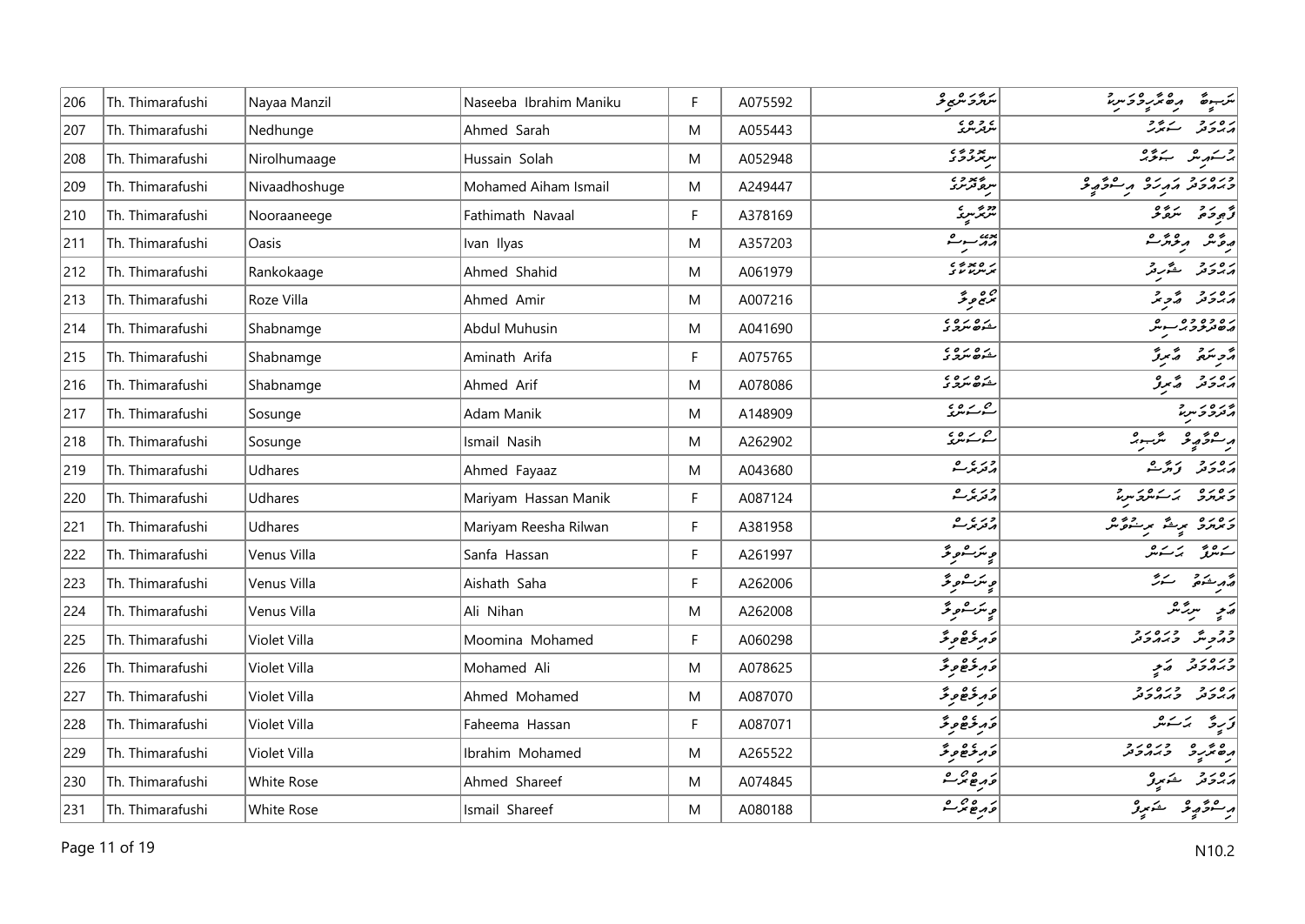| 206 | Th. Thimarafushi | Nayaa Manzil | Naseeba Ibrahim Maniku | F | A075592 | ސަޔާމަންޒިލް | ނަސީބާ އިބްރާހީމް މަނިކު |
|---|---|---|---|---|---|---|---|
| 207 | Th. Thimarafushi | Nedhunge | Ahmed Sarah | M | A055443 | ނެދުންގެ | އަހުމަދު ސަރާހު |
| 208 | Th. Thimarafushi | Nirolhumaage | Hussain Solah | M | A052948 | ނިރޮޅުމާގެ | ހުސައިން ސަލާހު |
| 209 | Th. Thimarafushi | Nivaadhoshuge | Mohamed Aiham Ismail | M | A249447 | ނިވާދޮށުގެ | މުހައްމަދު އައިހަމް އިސްމާއީލް |
| 210 | Th. Thimarafushi | Nooraaneege | Fathimath Navaal | F | A378169 | ނޫރާނީގެ | ފާތިމަތު ނަވާލް |
| 211 | Th. Thimarafushi | Oasis | Ivan Ilyas | M | A357203 | އޯއޭސިސް | އިވާން އިލްޔާސް |
| 212 | Th. Thimarafushi | Rankokaage | Ahmed Shahid | M | A061979 | ރަންކޮކާގެ | އަހުމަދު ޝާހިދު |
| 213 | Th. Thimarafushi | Roze Villa | Ahmed Amir | M | A007216 | ރޯޒްވިލާ | އަހުމަދު އާމިރު |
| 214 | Th. Thimarafushi | Shabnamge | Abdul Muhusin | M | A041690 | ޝަބްނަމްގެ | އަބްދުލްމުހުސިން |
| 215 | Th. Thimarafushi | Shabnamge | Aminath Arifa | F | A075765 | ޝަބްނަމްގެ | އާމިނަތު އާރިފާ |
| 216 | Th. Thimarafushi | Shabnamge | Ahmed Arif | M | A078086 | ޝަބްނަމްގެ | އަހުމަދު އާރިފު |
| 217 | Th. Thimarafushi | Sosunge | Adam Manik | M | A148909 | ސޮސުންގެ | އާދަމްމަނިކު |
| 218 | Th. Thimarafushi | Sosunge | Ismail Nasih | M | A262902 | ސޮސުންގެ | އިސްމާއީލް ނާސިހު |
| 219 | Th. Thimarafushi | Udhares | Ahmed Fayaaz | M | A043680 | އުދަރެސް | އަހުމަދު ފައްޔާޒް |
| 220 | Th. Thimarafushi | Udhares | Mariyam Hassan Manik | F | A087124 | އުދަރެސް | މަރިޔަމް ހަސަންމަނިކު |
| 221 | Th. Thimarafushi | Udhares | Mariyam Reesha Rilwan | F | A381958 | އުދަރެސް | މަރިޔަމް ރީޝާ ރިލްވާން |
| 222 | Th. Thimarafushi | Venus Villa | Sanfa Hassan | F | A261997 | ވީނަސްވިލާ | ސަންފާ ހަސަން |
| 223 | Th. Thimarafushi | Venus Villa | Aishath Saha | F | A262006 | ވީނަސްވިލާ | އާއިޝަތު ސަހާ |
| 224 | Th. Thimarafushi | Venus Villa | Ali Nihan | M | A262008 | ވީނަސްވިލާ | އަލި ނިހާން |
| 225 | Th. Thimarafushi | Violet Villa | Moomina Mohamed | F | A060298 | ވައިލެޓްވިލާ | މޫމިނާ މުހައްމަދު |
| 226 | Th. Thimarafushi | Violet Villa | Mohamed Ali | M | A078625 | ވައިލެޓްވިލާ | މުހައްމަދު އަލި |
| 227 | Th. Thimarafushi | Violet Villa | Ahmed Mohamed | M | A087070 | ވައިލެޓްވިލާ | އަހުމަދު މުހައްމަދު |
| 228 | Th. Thimarafushi | Violet Villa | Faheema Hassan | F | A087071 | ވައިލެޓްވިލާ | ފަހީމާ ހަސަން |
| 229 | Th. Thimarafushi | Violet Villa | Ibrahim Mohamed | M | A265522 | ވައިލެޓްވިލާ | އިބްރާހީމް މުހައްމަދު |
| 230 | Th. Thimarafushi | White Rose | Ahmed Shareef | M | A074845 | ވައިޓްރޯސް | އަހުމަދު ޝަރީފު |
| 231 | Th. Thimarafushi | White Rose | Ismail Shareef | M | A080188 | ވައިޓްރޯސް | އިސްމާއީލް ޝަރީފު |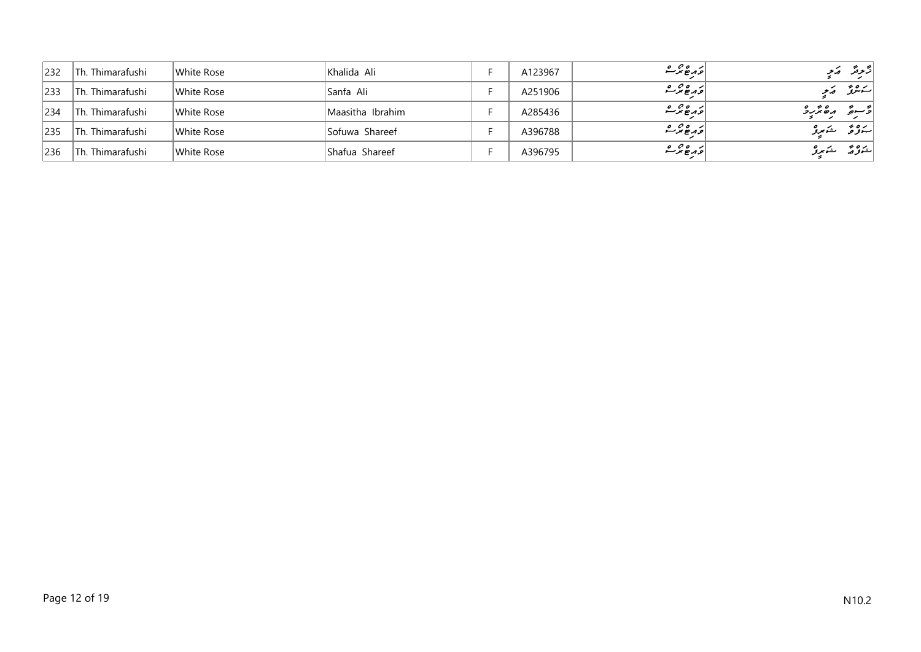| 232 | Th. Thimarafushi | White Rose | Khalida Ali | F | A123967 | وَمِعْ عِرْسُہ | زَّعِرِمَّز  دَعِ |
|---|---|---|---|---|---|---|---|
| 233 | Th. Thimarafushi | White Rose | Sanfa Ali | F | A251906 | وَمِعْ عِرْسُہ | سَعْرُوٌّ  دَعِ |
| 234 | Th. Thimarafushi | White Rose | Maasitha Ibrahim | F | A285436 | وَمِعْ عِرْسُہ | وَّسِعِوٌّ  دِهْ عِرَّرِ وْ |
| 235 | Th. Thimarafushi | White Rose | Sofuwa Shareef | F | A396788 | وَمِعْ عِرْسُہ | سَوُوٌّ  شَعَبِروْ |
| 236 | Th. Thimarafushi | White Rose | Shafua Shareef | F | A396795 | وَمِعْ عِرْسُہ | شَوُوٌّ  شَعَبِروْ |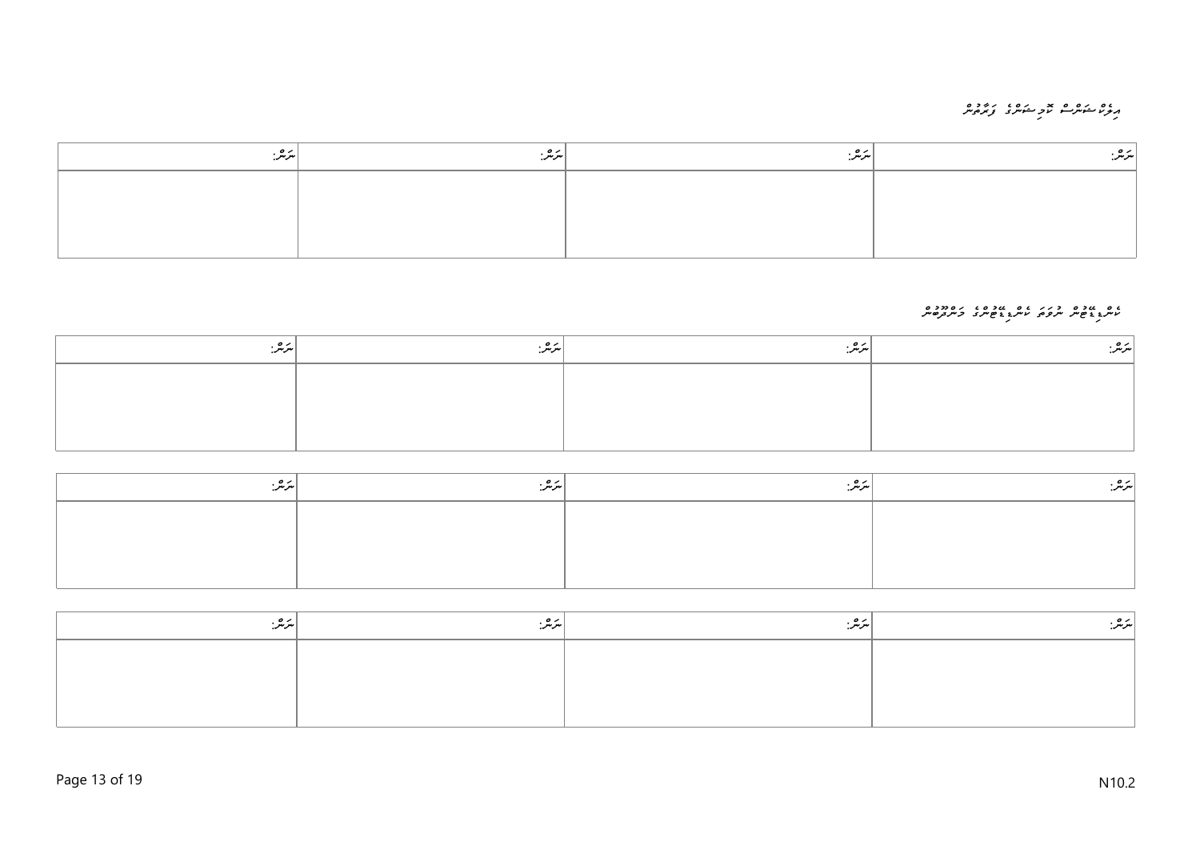# ދިވެހި ބަސް ކާމިޔާބު ވެގެން

| ނަންބަރ: | ނަންބަރ: | ނަންބަރ: | ނަންބަރ: |
|---|---|---|---|
| | | | |

## ކުންފުނީގެ ނަމާއި ކުންފުނީގެ މަޤްޞަދު

| ނަންބަރ: | ނަންބަރ: | ނަންބަރ: | ނަންބަރ: |
|---|---|---|---|
| | | | |

| ނަންބަރ: | ނަންބަރ: | ނަންބަރ: | ނަންބަރ: |
|---|---|---|---|
| | | | |

| ނަންބަރ: | ނަންބަރ: | ނަންބަރ: | ނަންބަރ: |
|---|---|---|---|
| | | | |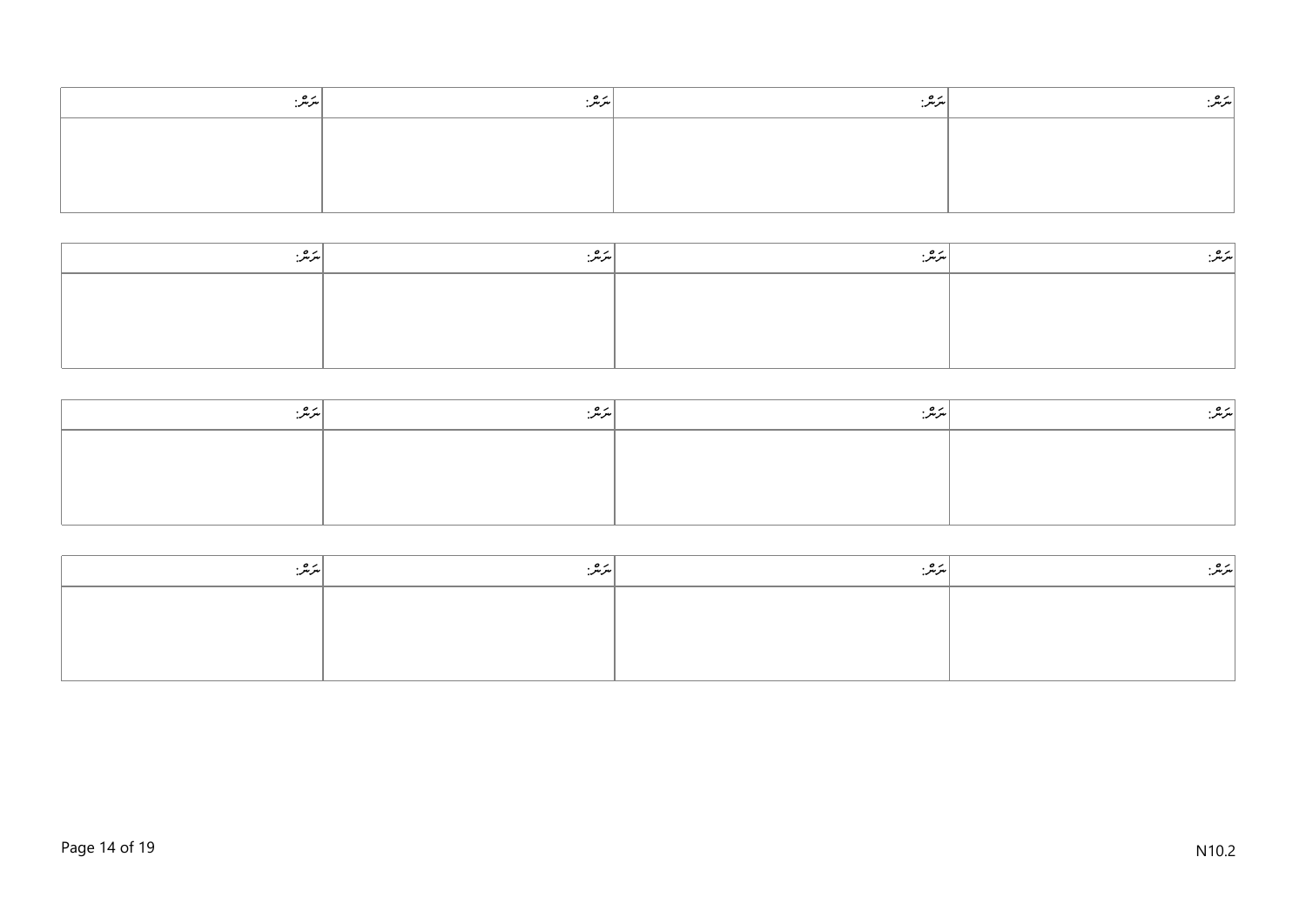| ނަރުދ: | ނަރުދ: | ނަރުދ: | ނަރުދ: |
| --- | --- | --- | --- |
| | | | |

| ނަރުދ: | ނަރުދ: | ނަރުދ: | ނަރުދ: |
| --- | --- | --- | --- |
| | | | |

| ނަރުދ: | ނަރުދ: | ނަރުދ: | ނަރުދ: |
| --- | --- | --- | --- |
| | | | |

| ނަރުދ: | ނަރުދ: | ނަރުދ: | ނަރުދ: |
| --- | --- | --- | --- |
| | | | |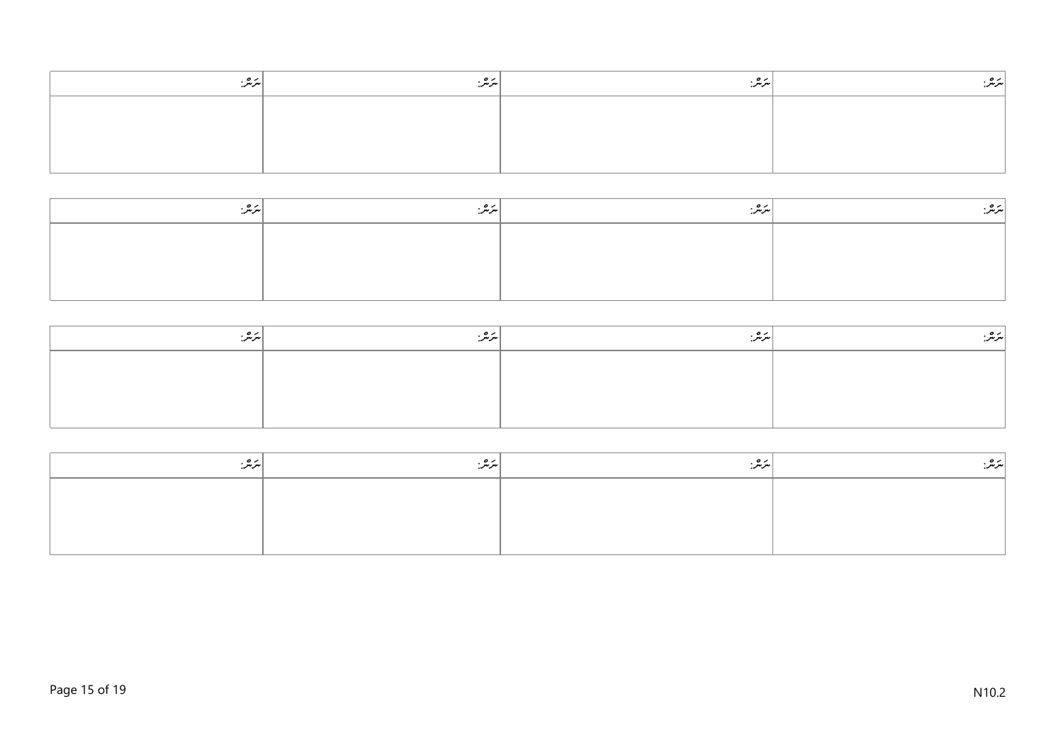| ނަރަތް: | ނަރަތް: | ނަރަތް: | ނަރަތް: |
| --- | --- | --- | --- |
| | | | |

| ނަރަތް: | ނަރަތް: | ނަރަތް: | ނަރަތް: |
| --- | --- | --- | --- |
| | | | |

| ނަރަތް: | ނަރަތް: | ނަރަތް: | ނަރަތް: |
| --- | --- | --- | --- |
| | | | |

| ނަރަތް: | ނަރަތް: | ނަރަތް: | ނަރަތް: |
| --- | --- | --- | --- |
| | | | |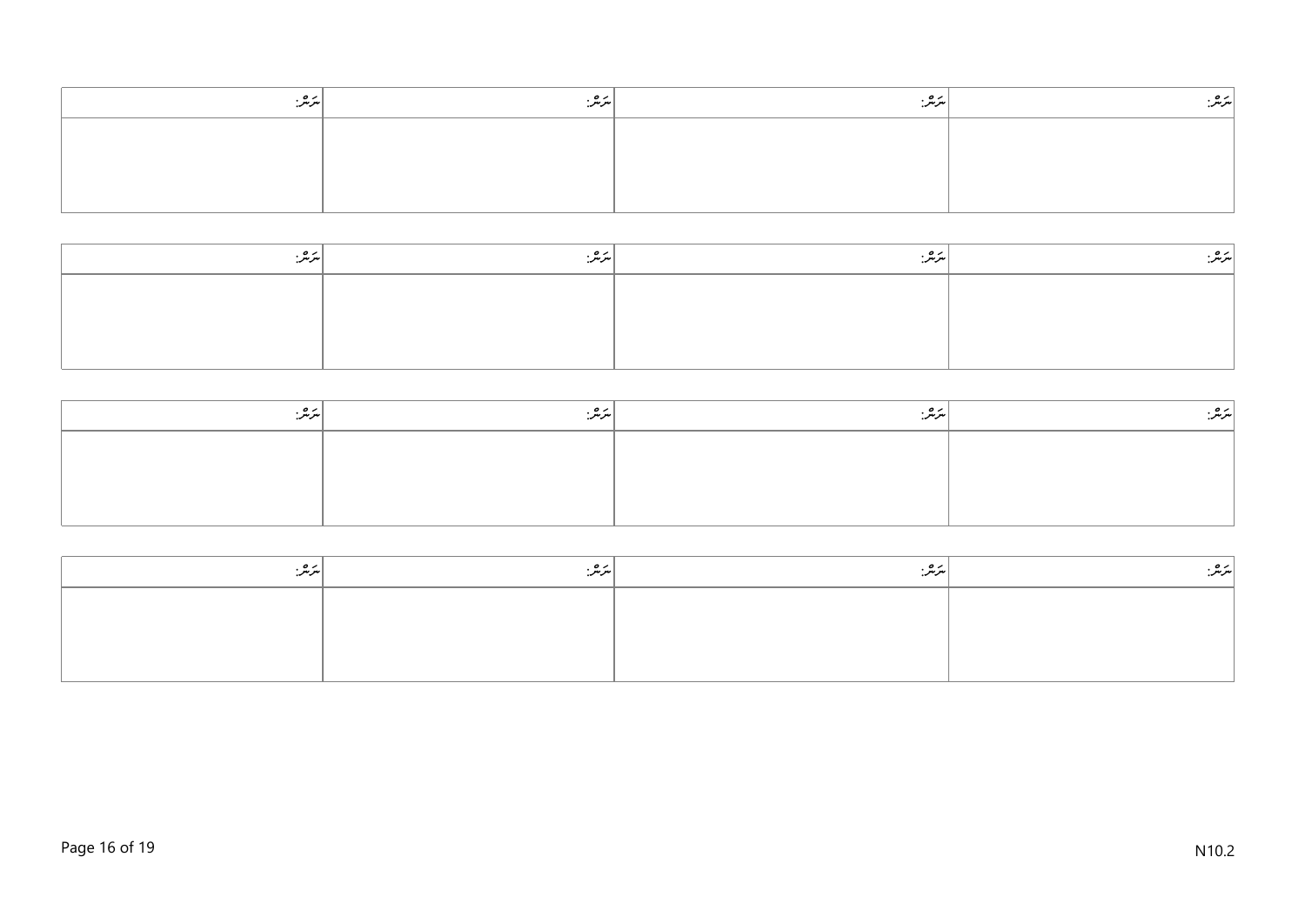| ނަންބަރ: | ނަންބަރ: | ނަންބަރ: | ނަންބަރ: |
|---|---|---|---|
| | | | |

| ނަންބަރ: | ނަންބަރ: | ނަންބަރ: | ނަންބަރ: |
|---|---|---|---|
| | | | |

| ނަންބަރ: | ނަންބަރ: | ނަންބަރ: | ނަންބަރ: |
|---|---|---|---|
| | | | |

| ނަންބަރ: | ނަންބަރ: | ނަންބަރ: | ނަންބަރ: |
|---|---|---|---|
| | | | |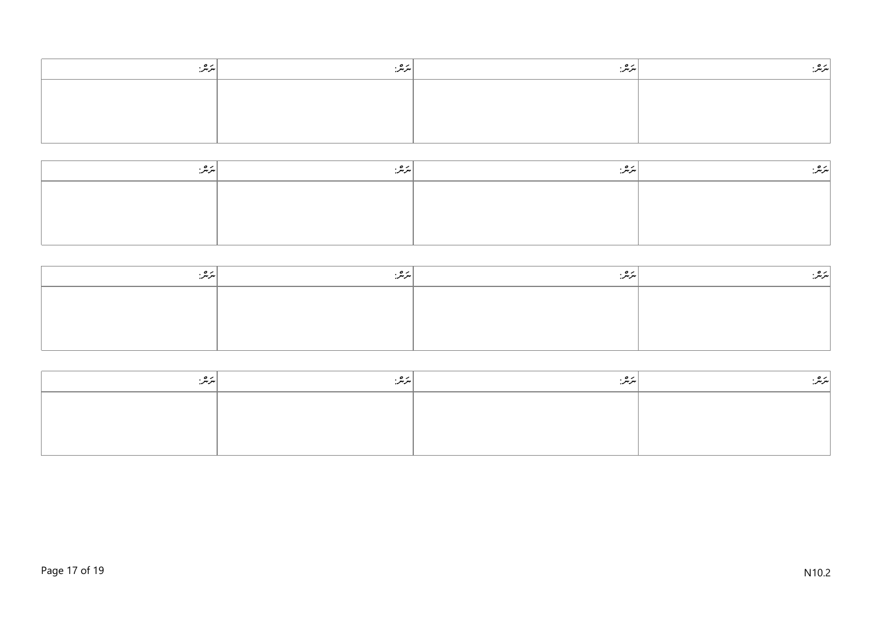| ނަރުދ: | ނަރުދ: | ނަރުދ: | ނަރުދ: |
| --- | --- | --- | --- |
| | | | |

| ނަރުދ: | ނަރުދ: | ނަރުދ: | ނަރުދ: |
| --- | --- | --- | --- |
| | | | |

| ނަރުދ: | ނަރުދ: | ނަރުދ: | ނަރުދ: |
| --- | --- | --- | --- |
| | | | |

| ނަރުދ: | ނަރުދ: | ނަރުދ: | ނަރުދ: |
| --- | --- | --- | --- |
| | | | |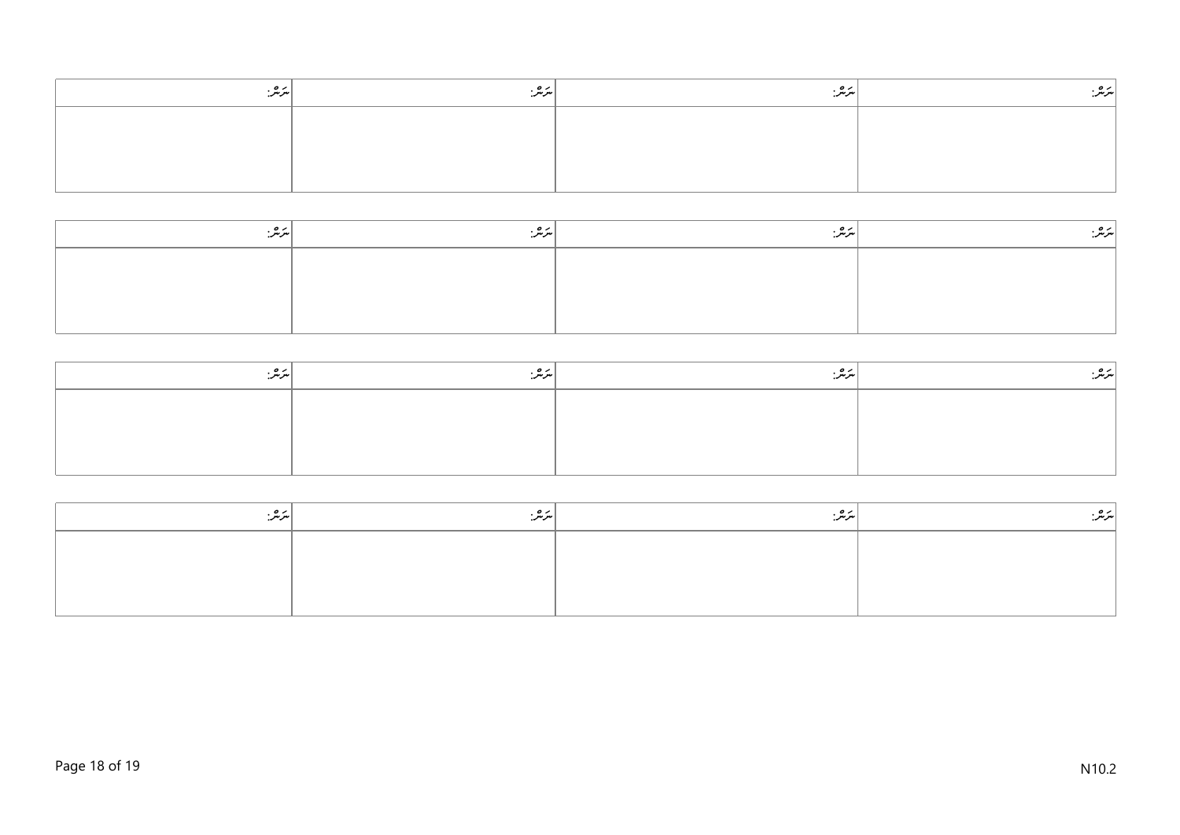| ނަންބަރު: | ނަންބަރު: | ނަންބަރު: | ނަންބަރު: |
|---|---|---|---|
| | | | |

| ނަންބަރު: | ނަންބަރު: | ނަންބަރު: | ނަންބަރު: |
|---|---|---|---|
| | | | |

| ނަންބަރު: | ނަންބަރު: | ނަންބަރު: | ނަންބަރު: |
|---|---|---|---|
| | | | |

| ނަންބަރު: | ނަންބަރު: | ނަންބަރު: | ނަންބަރު: |
|---|---|---|---|
| | | | |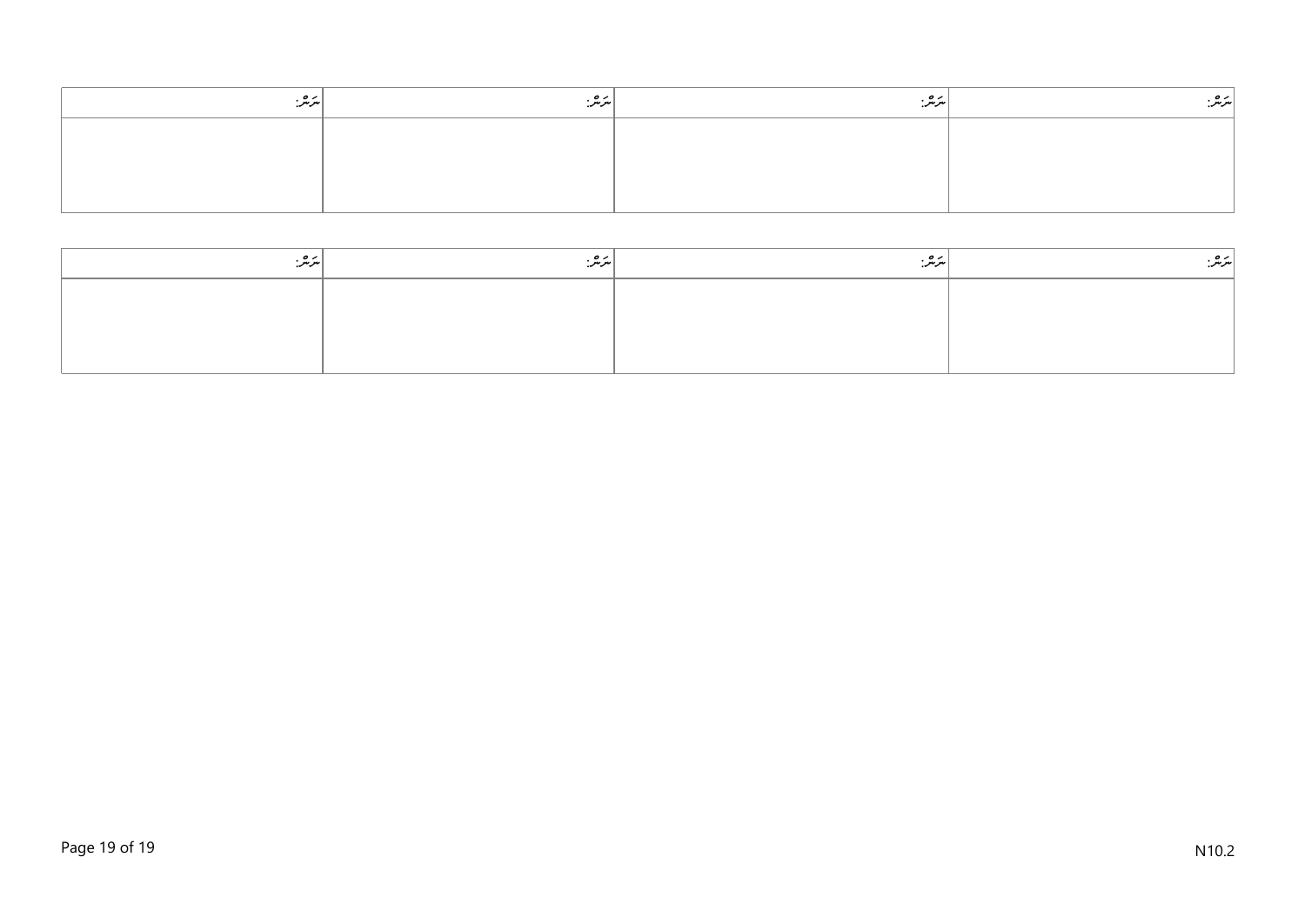| ނަންބަރު: | ނަންބަރު: | ނަންބަރު: | ނަންބަރު: |
|---|---|---|---|
| | | | |

| ނަންބަރު: | ނަންބަރު: | ނަންބަރު: | ނަންބަރު: |
|---|---|---|---|
| | | | |